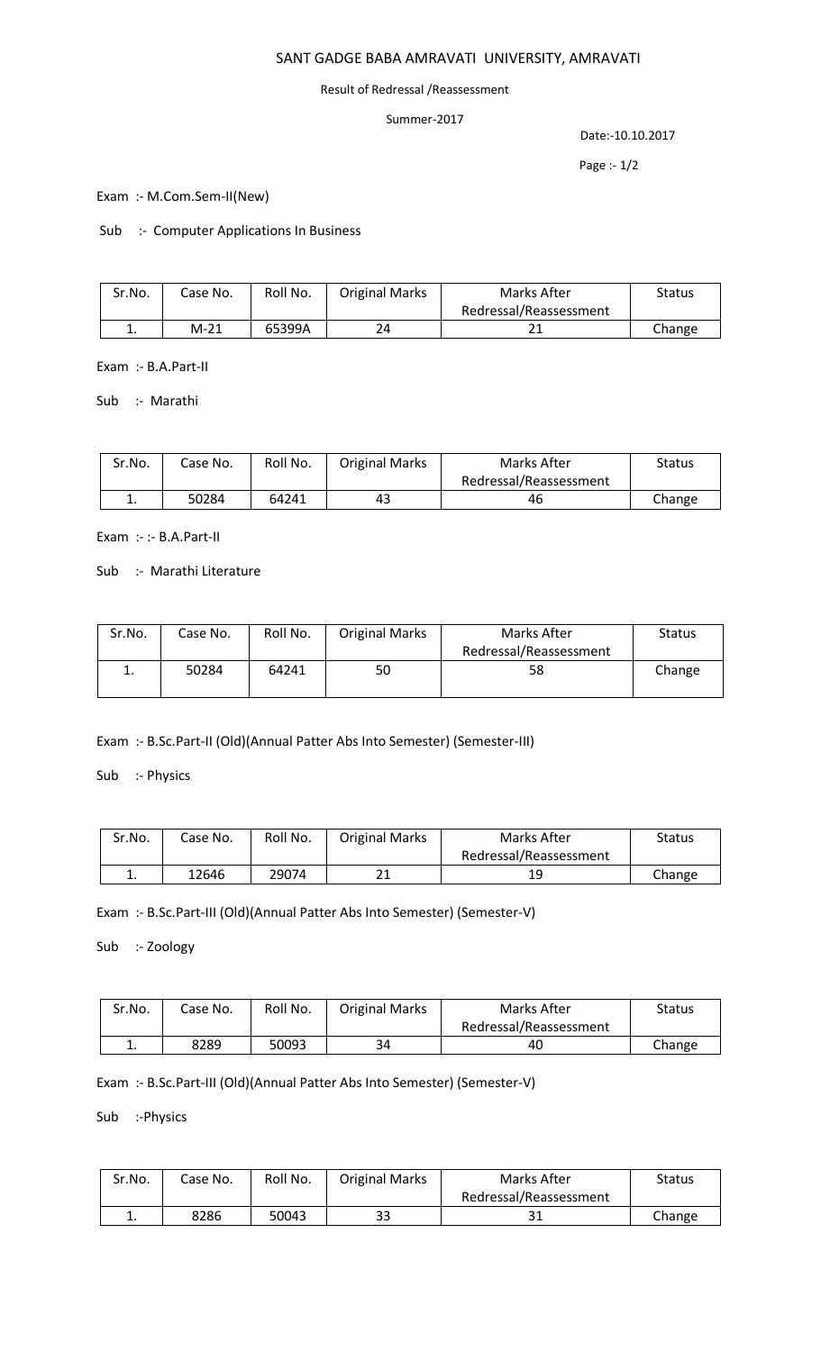# SANT GADGE BABA AMRAVATI UNIVERSITY, AMRAVATI

Result of Redressal /Reassessment

Summer-2017

Date:-10.10.2017

Exam :- M.Com.Sem-II(New)

Sub :- Computer Applications In Business

| Sr.No. | Case No. | Roll No. | Original Marks | Marks After Redressal/Reassessment | Status |
|---|---|---|---|---|---|
| 1. | M-21 | 65399A | 24 | 21 | Change |

Exam :- B.A.Part-II

Sub :- Marathi

| Sr.No. | Case No. | Roll No. | Original Marks | Marks After Redressal/Reassessment | Status |
|---|---|---|---|---|---|
| 1. | 50284 | 64241 | 43 | 46 | Change |

Exam :- :- B.A.Part-II

Sub :- Marathi Literature

| Sr.No. | Case No. | Roll No. | Original Marks | Marks After Redressal/Reassessment | Status |
|---|---|---|---|---|---|
| 1. | 50284 | 64241 | 50 | 58 | Change |

Exam :- B.Sc.Part-II (Old)(Annual Patter Abs Into Semester) (Semester-III)

Sub :- Physics

| Sr.No. | Case No. | Roll No. | Original Marks | Marks After Redressal/Reassessment | Status |
|---|---|---|---|---|---|
| 1. | 12646 | 29074 | 21 | 19 | Change |

Exam :- B.Sc.Part-III (Old)(Annual Patter Abs Into Semester) (Semester-V)

Sub :- Zoology

| Sr.No. | Case No. | Roll No. | Original Marks | Marks After Redressal/Reassessment | Status |
|---|---|---|---|---|---|
| 1. | 8289 | 50093 | 34 | 40 | Change |

Exam :- B.Sc.Part-III (Old)(Annual Patter Abs Into Semester) (Semester-V)

Sub :-Physics

| Sr.No. | Case No. | Roll No. | Original Marks | Marks After Redressal/Reassessment | Status |
|---|---|---|---|---|---|
| 1. | 8286 | 50043 | 33 | 31 | Change |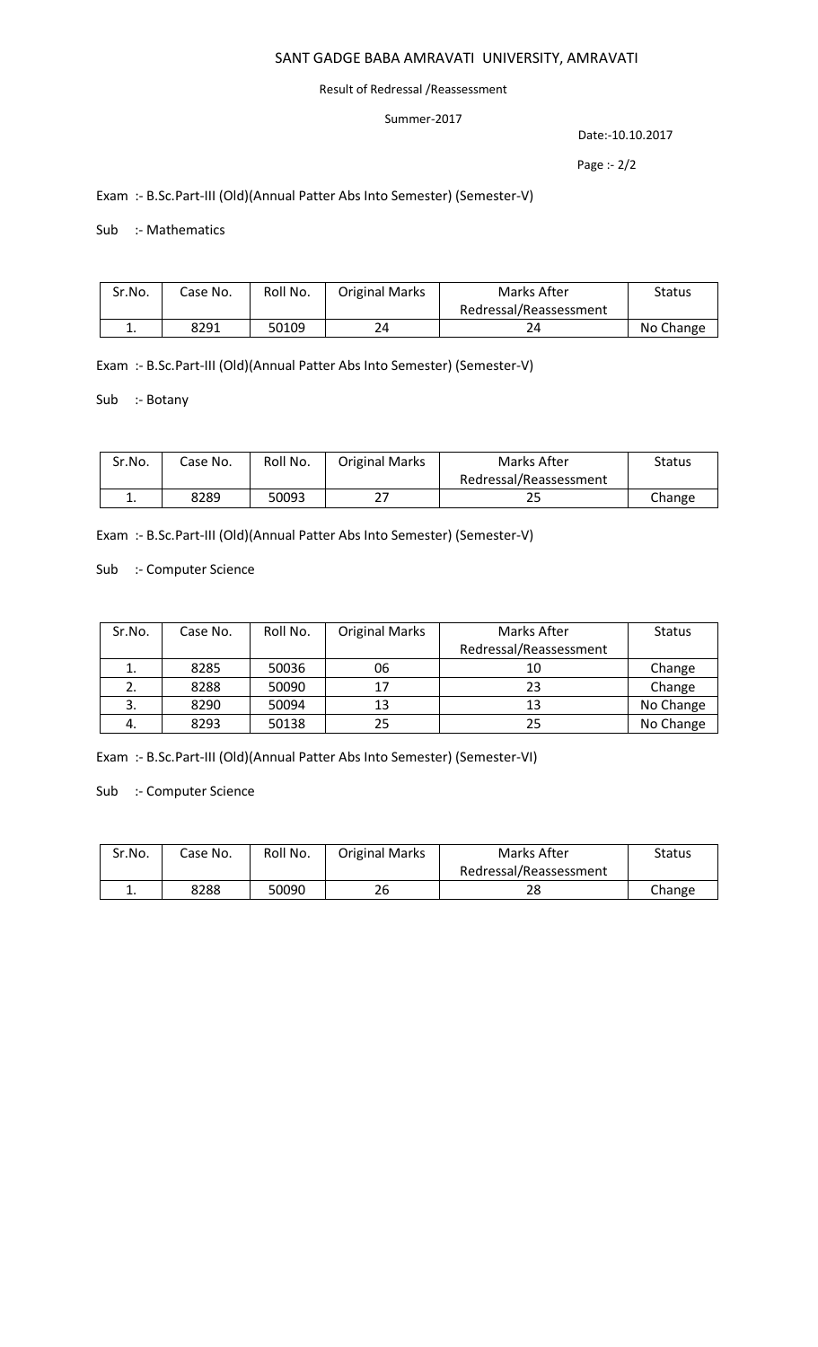# SANT GADGE BABA AMRAVATI UNIVERSITY, AMRAVATI

Result of Redressal /Reassessment

Summer-2017

Date:-10.10.2017

Exam :- B.Sc.Part-III (Old)(Annual Patter Abs Into Semester) (Semester-V)

Sub :- Mathematics

| Sr.No. | Case No. | Roll No. | Original Marks | Marks After Redressal/Reassessment | Status |
|---|---|---|---|---|---|
| 1. | 8291 | 50109 | 24 | 24 | No Change |

Exam :- B.Sc.Part-III (Old)(Annual Patter Abs Into Semester) (Semester-V)

Sub :- Botany

| Sr.No. | Case No. | Roll No. | Original Marks | Marks After Redressal/Reassessment | Status |
|---|---|---|---|---|---|
| 1. | 8289 | 50093 | 27 | 25 | Change |

Exam :- B.Sc.Part-III (Old)(Annual Patter Abs Into Semester) (Semester-V)

Sub :- Computer Science

| Sr.No. | Case No. | Roll No. | Original Marks | Marks After Redressal/Reassessment | Status |
|---|---|---|---|---|---|
| 1. | 8285 | 50036 | 06 | 10 | Change |
| 2. | 8288 | 50090 | 17 | 23 | Change |
| 3. | 8290 | 50094 | 13 | 13 | No Change |
| 4. | 8293 | 50138 | 25 | 25 | No Change |

Exam :- B.Sc.Part-III (Old)(Annual Patter Abs Into Semester) (Semester-VI)

Sub :- Computer Science

| Sr.No. | Case No. | Roll No. | Original Marks | Marks After Redressal/Reassessment | Status |
|---|---|---|---|---|---|
| 1. | 8288 | 50090 | 26 | 28 | Change |